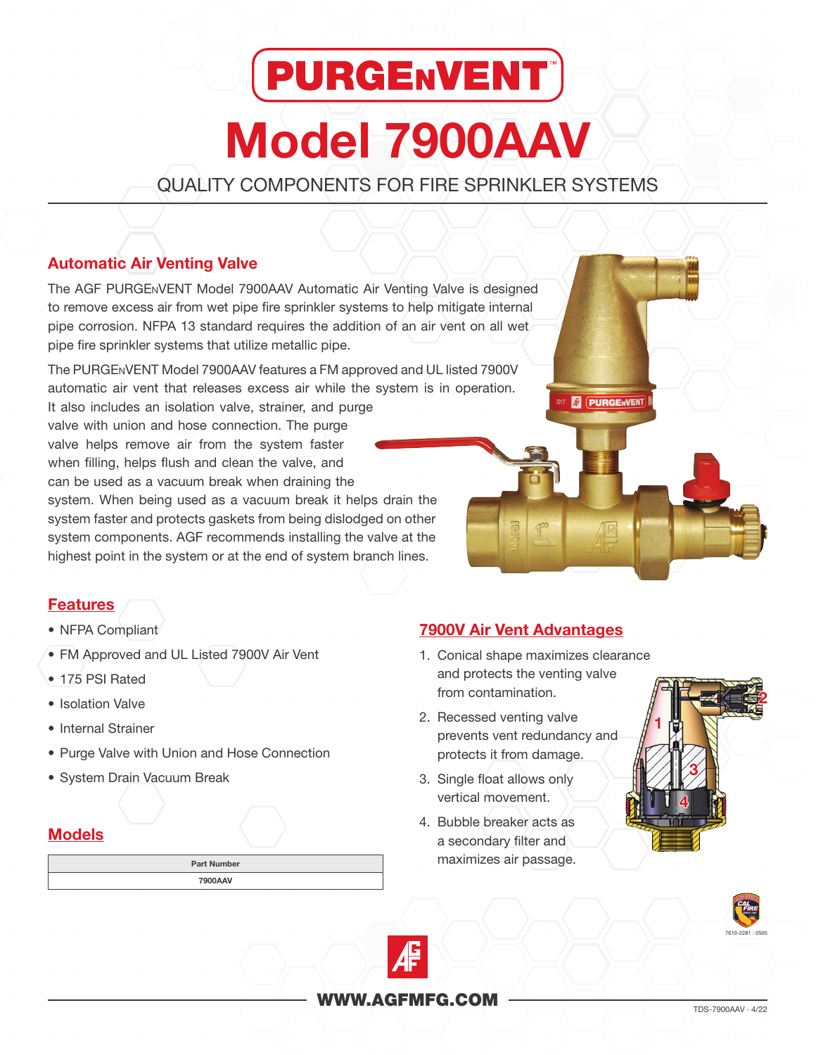# PURGENVENT™

# Model 7900AAV

QUALITY COMPONENTS FOR FIRE SPRINKLER SYSTEMS

## Automatic Air Venting Valve

The AGF PURGENVENT Model 7900AAV Automatic Air Venting Valve is designed to remove excess air from wet pipe fire sprinkler systems to help mitigate internal pipe corrosion. NFPA 13 standard requires the addition of an air vent on all wet pipe fire sprinkler systems that utilize metallic pipe.

The PURGENVENT Model 7900AAV features a FM approved and UL listed 7900V automatic air vent that releases excess air while the system is in operation. It also includes an isolation valve, strainer, and purge valve with union and hose connection. The purge valve helps remove air from the system faster when filling, helps flush and clean the valve, and can be used as a vacuum break when draining the system. When being used as a vacuum break it helps drain the system faster and protects gaskets from being dislodged on other system components. AGF recommends installing the valve at the highest point in the system or at the end of system branch lines.

## Features

- NFPA Compliant
- FM Approved and UL Listed 7900V Air Vent
- 175 PSI Rated
- Isolation Valve
- Internal Strainer
- Purge Valve with Union and Hose Connection
- System Drain Vacuum Break

## Models

| Part Number |
|---|
| 7900AAV |

## 7900V Air Vent Advantages

1. Conical shape maximizes clearance and protects the venting valve from contamination.
2. Recessed venting valve prevents vent redundancy and protects it from damage.
3. Single float allows only vertical movement.
4. Bubble breaker acts as a secondary filter and maximizes air passage.

7610-2281 : 0500

WWW.AGFMFG.COM

TDS-7900AAV · 4/22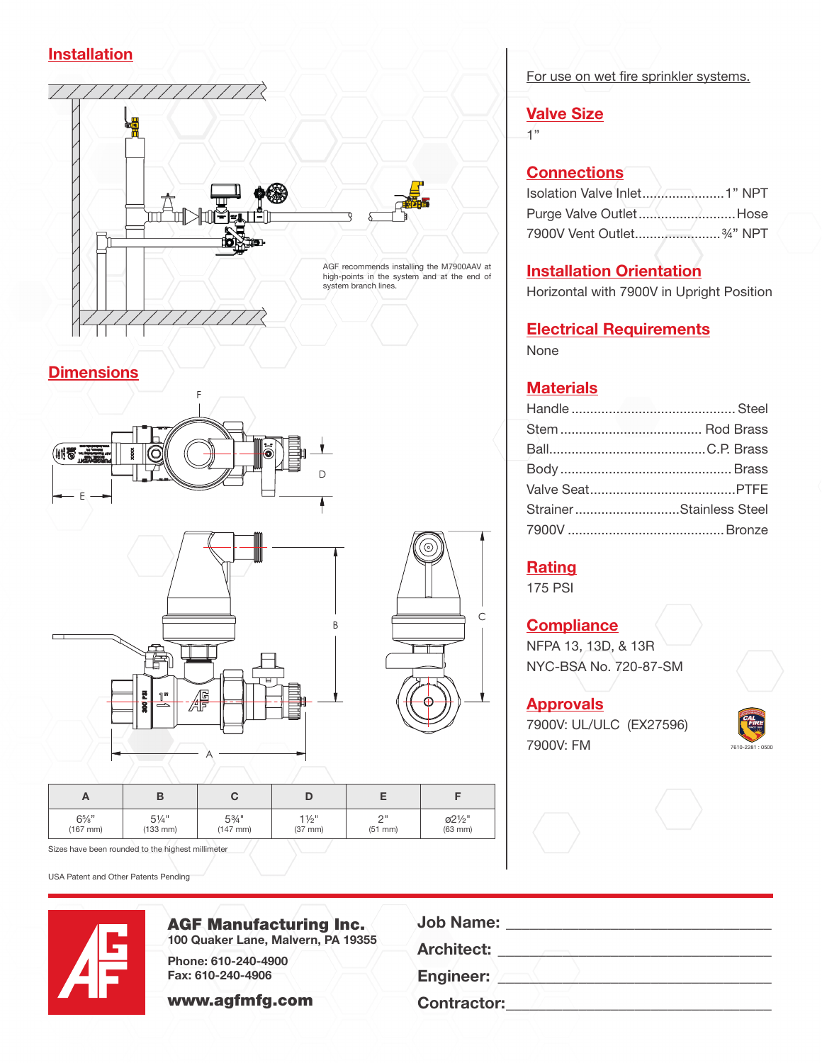## Installation

AGF recommends installing the M7900AAV at high-points in the system and at the end of system branch lines.

## Dimensions

| A | B | C | D | E | F |
|---|---|---|---|---|---|
| 6⅝" (167 mm) | 5¼" (133 mm) | 5¾" (147 mm) | 1½" (37 mm) | 2" (51 mm) | ø2½" (63 mm) |

Sizes have been rounded to the highest millimeter

USA Patent and Other Patents Pending

For use on wet fire sprinkler systems.

## Valve Size

1"

## Connections

Isolation Valve Inlet......................1" NPT
Purge Valve Outlet..........................Hose
7900V Vent Outlet.......................¾" NPT

## Installation Orientation

Horizontal with 7900V in Upright Position

## Electrical Requirements

None

## Materials

Handle ............................................ Steel
Stem ...................................... Rod Brass
Ball.........................................C.P. Brass
Body ............................................. Brass
Valve Seat.......................................PTFE
Strainer ............................Stainless Steel
7900V .......................................... Bronze

## Rating

175 PSI

## Compliance

NFPA 13, 13D, & 13R
NYC-BSA No. 720-87-SM

## Approvals

7900V: UL/ULC (EX27596)
7900V: FM

7610-2281 : 0500

**AGF Manufacturing Inc.**
**100 Quaker Lane, Malvern, PA 19355**

**Phone: 610-240-4900**
**Fax: 610-240-4906**

**www.agfmfg.com**

**Job Name:** ______________________________

**Architect:** ______________________________

**Engineer:** ______________________________

**Contractor:** ______________________________